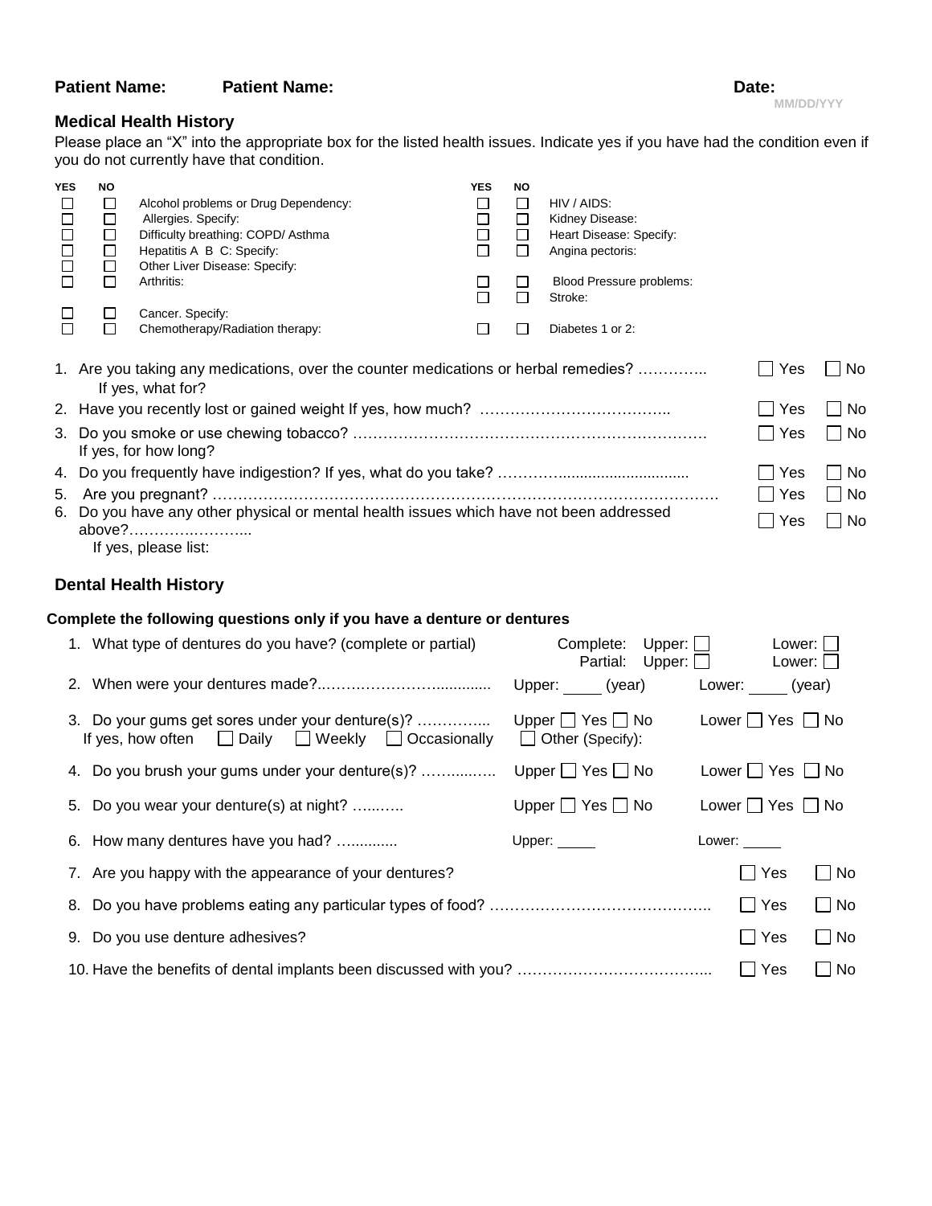**Patient Name:** **Patient Name:** **Date:** MM/DD/YYY

## Medical Health History

Please place an "X" into the appropriate box for the listed health issues. Indicate yes if you have had the condition even if you do not currently have that condition.

| YES | NO | | YES | NO | |
|---|---|---|---|---|---|
| ☐ | ☐ | Alcohol problems or Drug Dependency: | ☐ | ☐ | HIV / AIDS: |
| ☐ | ☐ | Allergies. Specify: | ☐ | ☐ | Kidney Disease: |
| ☐ | ☐ | Difficulty breathing: COPD/ Asthma | ☐ | ☐ | Heart Disease: Specify: |
| ☐ | ☐ | Hepatitis A B C: Specify: | ☐ | ☐ | Angina pectoris: |
| ☐ | ☐ | Other Liver Disease: Specify: | | | |
| ☐ | ☐ | Arthritis: | ☐ | ☐ | Blood Pressure problems: |
| | | | ☐ | ☐ | Stroke: |
| ☐ | ☐ | Cancer. Specify: | | | |
| ☐ | ☐ | Chemotherapy/Radiation therapy: | ☐ | ☐ | Diabetes 1 or 2: |

1. Are you taking any medications, over the counter medications or herbal remedies? ………….. ☐ Yes ☐ No
   If yes, what for?
2. Have you recently lost or gained weight If yes, how much? ……………………………….. ☐ Yes ☐ No
3. Do you smoke or use chewing tobacco? …………………………………………………………… ☐ Yes ☐ No
   If yes, for how long?
4. Do you frequently have indigestion? If yes, what do you take? …………............................... ☐ Yes ☐ No
5. Are you pregnant? ……………………………………………………………………………………. ☐ Yes ☐ No
6. Do you have any other physical or mental health issues which have not been addressed above?……….………... ☐ Yes ☐ No
   If yes, please list:

## Dental Health History

**Complete the following questions only if you have a denture or dentures**

1. What type of dentures do you have? (complete or partial) Complete: Upper: ☐ Lower: ☐ Partial: Upper: ☐ Lower: ☐
2. When were your dentures made?..…….………………............ Upper: _____ (year) Lower: _____ (year)
3. Do your gums get sores under your denture(s)? ………….... Upper ☐ Yes ☐ No Lower ☐ Yes ☐ No
   If yes, how often ☐ Daily ☐ Weekly ☐ Occasionally ☐ Other (Specify):
4. Do you brush your gums under your denture(s)? ……....….. Upper ☐ Yes ☐ No Lower ☐ Yes ☐ No
5. Do you wear your denture(s) at night? …..….. Upper ☐ Yes ☐ No Lower ☐ Yes ☐ No
6. How many dentures have you had? …........... Upper: _____ Lower: _____
7. Are you happy with the appearance of your dentures? ☐ Yes ☐ No
8. Do you have problems eating any particular types of food? …………………………………….. ☐ Yes ☐ No
9. Do you use denture adhesives? ☐ Yes ☐ No
10. Have the benefits of dental implants been discussed with you? ………………………………... ☐ Yes ☐ No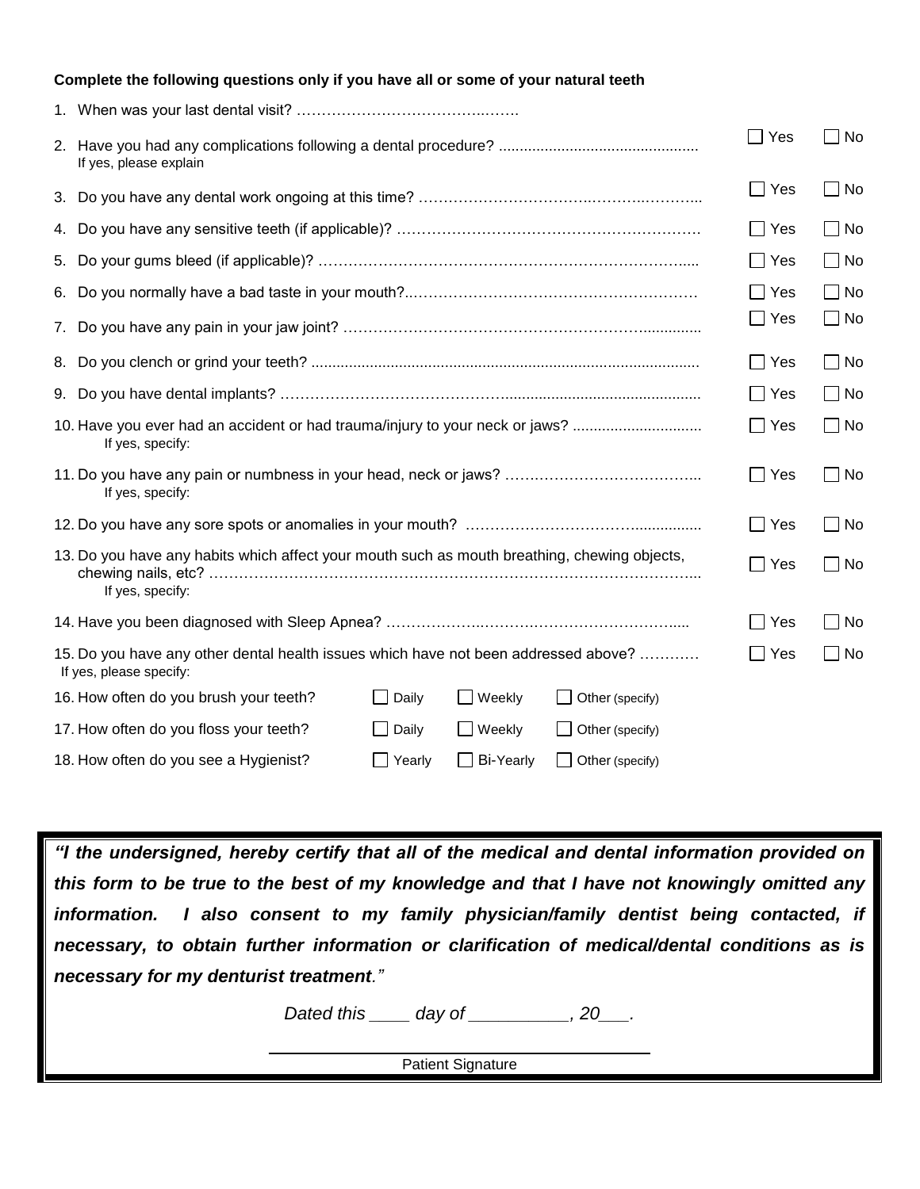**Complete the following questions only if you have all or some of your natural teeth**

1. When was your last dental visit? …………………………………..…….
2. Have you had any complications following a dental procedure? .............................................. ☐ Yes ☐ No
   If yes, please explain
3. Do you have any dental work ongoing at this time? ……………………………..……….……….. ☐ Yes ☐ No
4. Do you have any sensitive teeth (if applicable)? ……………………………………………………. ☐ Yes ☐ No
5. Do your gums bleed (if applicable)? ………………………………………………………………..... ☐ Yes ☐ No
6. Do you normally have a bad taste in your mouth?..………………………………………………… ☐ Yes ☐ No
7. Do you have any pain in your jaw joint? ……………………………………………………............. ☐ Yes ☐ No
8. Do you clench or grind your teeth? ........................................................................................... ☐ Yes ☐ No
9. Do you have dental implants? ………………………………………............................................. ☐ Yes ☐ No
10. Have you ever had an accident or had trauma/injury to your neck or jaws? .............................. ☐ Yes ☐ No
    If yes, specify:
11. Do you have any pain or numbness in your head, neck or jaws? …….……………………………... ☐ Yes ☐ No
    If yes, specify:
12. Do you have any sore spots or anomalies in your mouth? .………….………………….................. ☐ Yes ☐ No
13. Do you have any habits which affect your mouth such as mouth breathing, chewing objects, chewing nails, etc? ……………………………………………………………………………………... ☐ Yes ☐ No
    If yes, specify:
14. Have you been diagnosed with Sleep Apnea? ………………..…….……………………………..... ☐ Yes ☐ No
15. Do you have any other dental health issues which have not been addressed above? ………… ☐ Yes ☐ No
    If yes, please specify:
16. How often do you brush your teeth? ☐ Daily ☐ Weekly ☐ Other (specify)
17. How often do you floss your teeth? ☐ Daily ☐ Weekly ☐ Other (specify)
18. How often do you see a Hygienist? ☐ Yearly ☐ Bi-Yearly ☐ Other (specify)

***"I the undersigned, hereby certify that all of the medical and dental information provided on this form to be true to the best of my knowledge and that I have not knowingly omitted any information. I also consent to my family physician/family dentist being contacted, if necessary, to obtain further information or clarification of medical/dental conditions as is necessary for my denturist treatment."***

*Dated this ____ day of __________, 20___.*

______________________________

Patient Signature